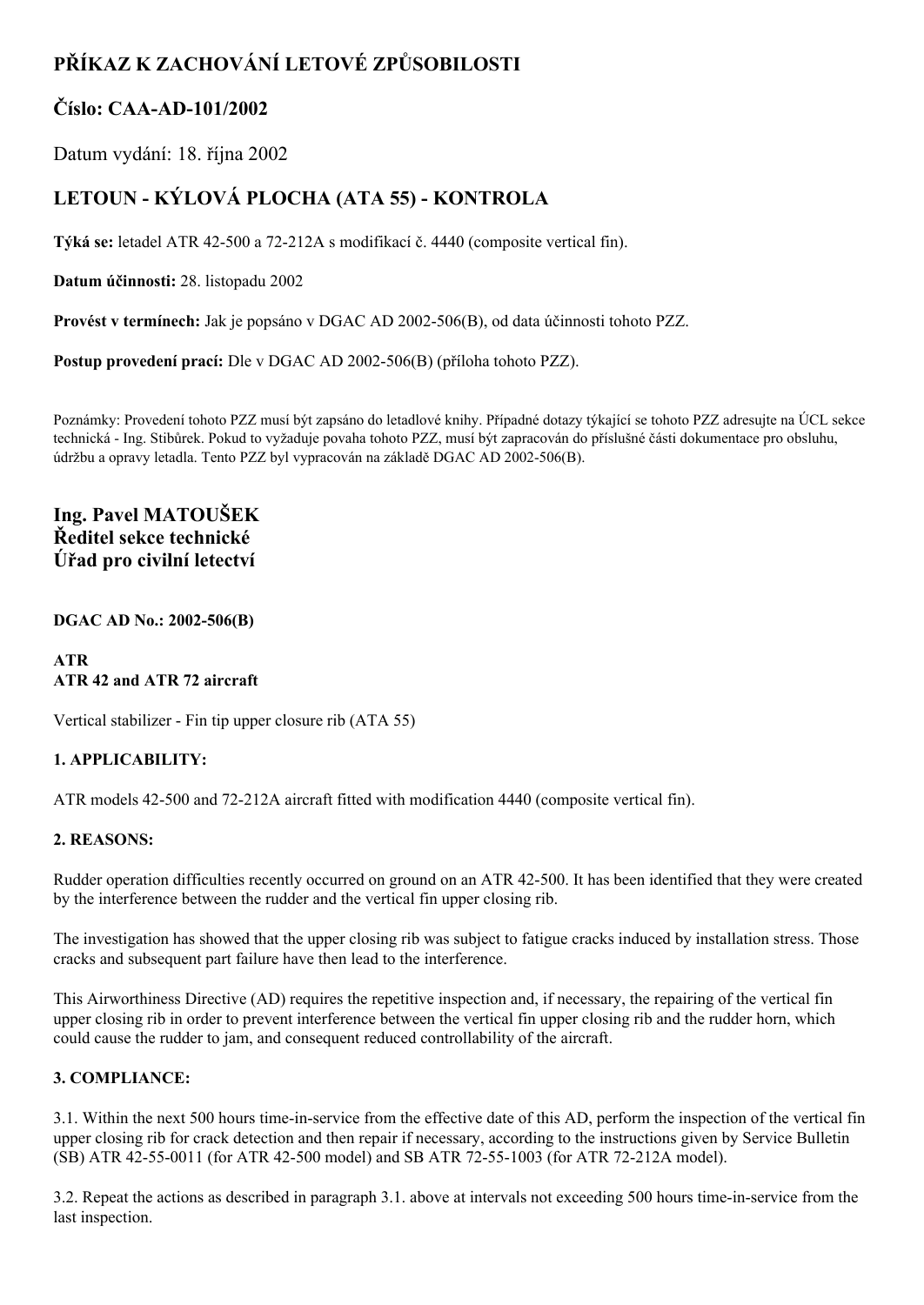# PŘÍKAZ K ZACHOVÁNÍ LETOVÉ ZPŮSOBILOSTI

## Číslo: CAA-AD-101/2002

Datum vydání: 18. října 2002

## LETOUN - KÝLOVÁ PLOCHA (ATA 55) - KONTROLA

**Týká se:** letadel ATR 42-500 a 72-212A s modifikací č. 4440 (composite vertical fin).

**Datum účinnosti:** 28. listopadu 2002

**Provést v termínech:** Jak je popsáno v DGAC AD 2002-506(B), od data účinnosti tohoto PZZ.

**Postup provedení prací:** Dle v DGAC AD 2002-506(B) (příloha tohoto PZZ).

Poznámky: Provedení tohoto PZZ musí být zapsáno do letadlové knihy. Případné dotazy týkající se tohoto PZZ adresujte na ÚCL sekce technická - Ing. Stibůrek. Pokud to vyžaduje povaha tohoto PZZ, musí být zapracován do příslušné části dokumentace pro obsluhu, údržbu a opravy letadla. Tento PZZ byl vypracován na základě DGAC AD 2002-506(B).

### Ing. Pavel MATOUŠEK
### Ředitel sekce technické
### Úřad pro civilní letectví

**DGAC AD No.: 2002-506(B)**

**ATR**
**ATR 42 and ATR 72 aircraft**

Vertical stabilizer - Fin tip upper closure rib (ATA 55)

**1. APPLICABILITY:**

ATR models 42-500 and 72-212A aircraft fitted with modification 4440 (composite vertical fin).

**2. REASONS:**

Rudder operation difficulties recently occurred on ground on an ATR 42-500. It has been identified that they were created by the interference between the rudder and the vertical fin upper closing rib.

The investigation has showed that the upper closing rib was subject to fatigue cracks induced by installation stress. Those cracks and subsequent part failure have then lead to the interference.

This Airworthiness Directive (AD) requires the repetitive inspection and, if necessary, the repairing of the vertical fin upper closing rib in order to prevent interference between the vertical fin upper closing rib and the rudder horn, which could cause the rudder to jam, and consequent reduced controllability of the aircraft.

**3. COMPLIANCE:**

3.1. Within the next 500 hours time-in-service from the effective date of this AD, perform the inspection of the vertical fin upper closing rib for crack detection and then repair if necessary, according to the instructions given by Service Bulletin (SB) ATR 42-55-0011 (for ATR 42-500 model) and SB ATR 72-55-1003 (for ATR 72-212A model).

3.2. Repeat the actions as described in paragraph 3.1. above at intervals not exceeding 500 hours time-in-service from the last inspection.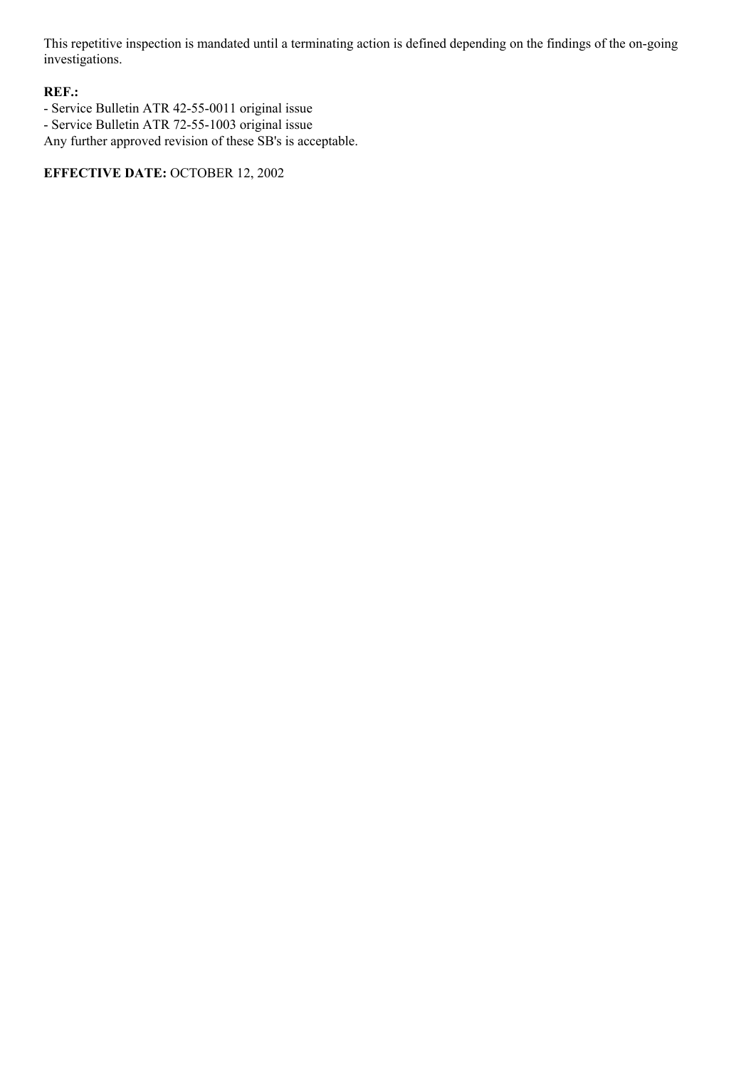This repetitive inspection is mandated until a terminating action is defined depending on the findings of the on-going investigations.

**REF.:**

- Service Bulletin ATR 42-55-0011 original issue
- Service Bulletin ATR 72-55-1003 original issue

Any further approved revision of these SB's is acceptable.

**EFFECTIVE DATE:** OCTOBER 12, 2002